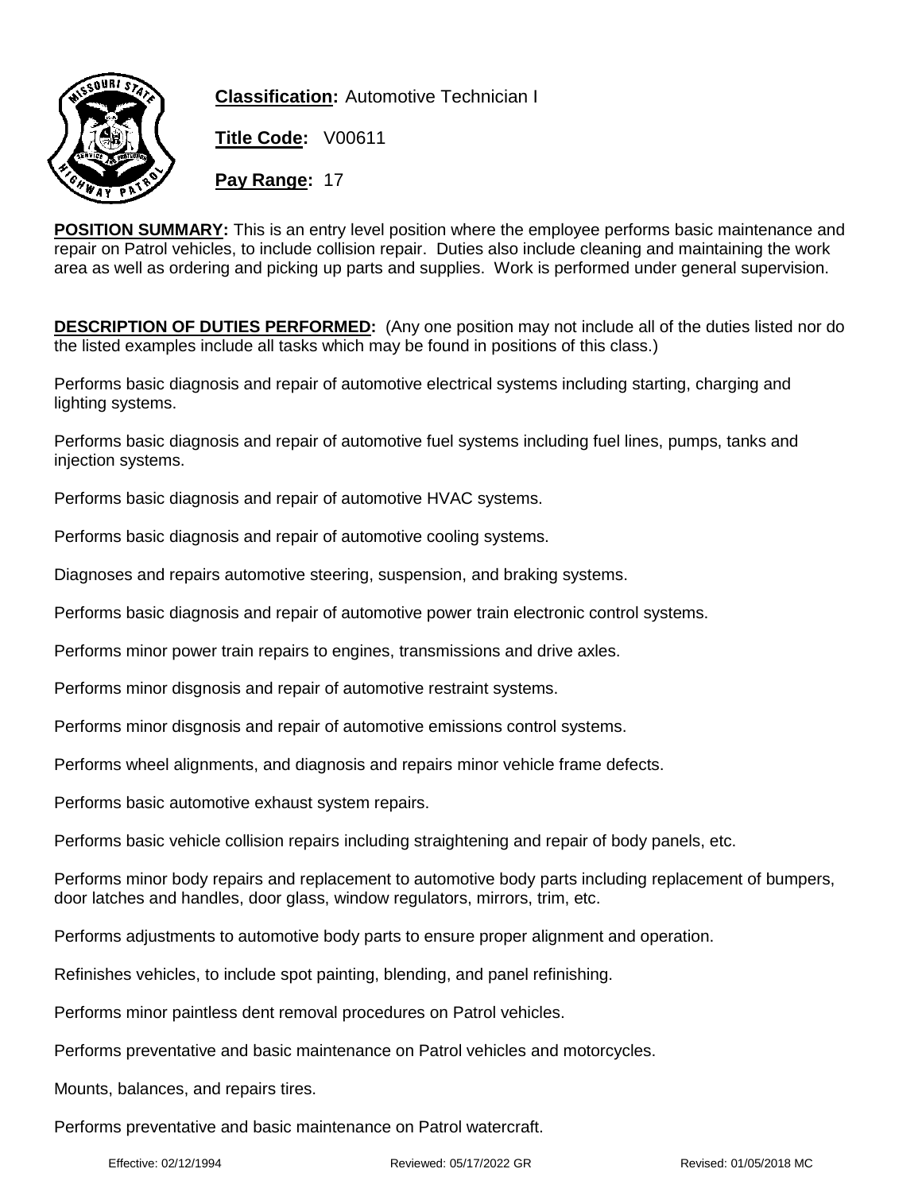**Classification:** Automotive Technician I

**Title Code:** V00611

**Pay Range:** 17

**POSITION SUMMARY:** This is an entry level position where the employee performs basic maintenance and repair on Patrol vehicles, to include collision repair. Duties also include cleaning and maintaining the work area as well as ordering and picking up parts and supplies. Work is performed under general supervision.

**DESCRIPTION OF DUTIES PERFORMED:** (Any one position may not include all of the duties listed nor do the listed examples include all tasks which may be found in positions of this class.)

Performs basic diagnosis and repair of automotive electrical systems including starting, charging and lighting systems.

Performs basic diagnosis and repair of automotive fuel systems including fuel lines, pumps, tanks and injection systems.

Performs basic diagnosis and repair of automotive HVAC systems.

Performs basic diagnosis and repair of automotive cooling systems.

Diagnoses and repairs automotive steering, suspension, and braking systems.

Performs basic diagnosis and repair of automotive power train electronic control systems.

Performs minor power train repairs to engines, transmissions and drive axles.

Performs minor disgnosis and repair of automotive restraint systems.

Performs minor disgnosis and repair of automotive emissions control systems.

Performs wheel alignments, and diagnosis and repairs minor vehicle frame defects.

Performs basic automotive exhaust system repairs.

Performs basic vehicle collision repairs including straightening and repair of body panels, etc.

Performs minor body repairs and replacement to automotive body parts including replacement of bumpers, door latches and handles, door glass, window regulators, mirrors, trim, etc.

Performs adjustments to automotive body parts to ensure proper alignment and operation.

Refinishes vehicles, to include spot painting, blending, and panel refinishing.

Performs minor paintless dent removal procedures on Patrol vehicles.

Performs preventative and basic maintenance on Patrol vehicles and motorcycles.

Mounts, balances, and repairs tires.

Performs preventative and basic maintenance on Patrol watercraft.

Effective: 02/12/1994 Reviewed: 05/17/2022 GR Revised: 01/05/2018 MC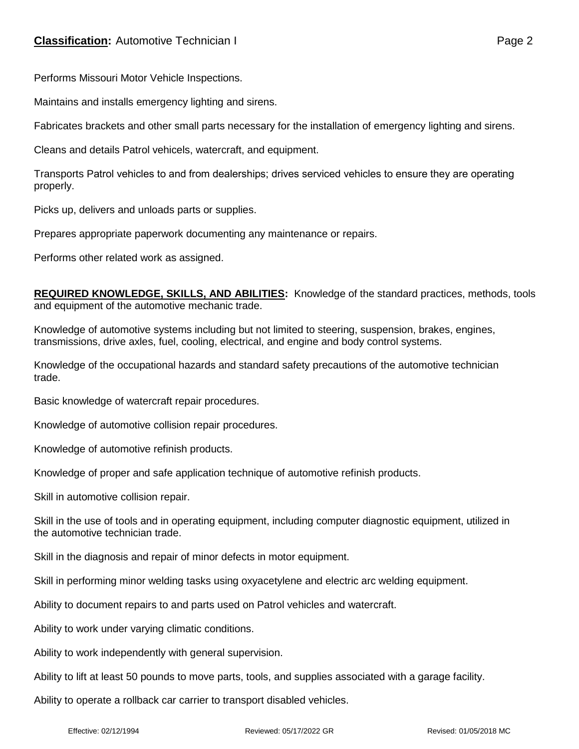Performs Missouri Motor Vehicle Inspections.

Maintains and installs emergency lighting and sirens.

Fabricates brackets and other small parts necessary for the installation of emergency lighting and sirens.

Cleans and details Patrol vehicels, watercraft, and equipment.

Transports Patrol vehicles to and from dealerships; drives serviced vehicles to ensure they are operating properly.

Picks up, delivers and unloads parts or supplies.

Prepares appropriate paperwork documenting any maintenance or repairs.

Performs other related work as assigned.

**REQUIRED KNOWLEDGE, SKILLS, AND ABILITIES:** Knowledge of the standard practices, methods, tools and equipment of the automotive mechanic trade.

Knowledge of automotive systems including but not limited to steering, suspension, brakes, engines, transmissions, drive axles, fuel, cooling, electrical, and engine and body control systems.

Knowledge of the occupational hazards and standard safety precautions of the automotive technician trade.

Basic knowledge of watercraft repair procedures.

Knowledge of automotive collision repair procedures.

Knowledge of automotive refinish products.

Knowledge of proper and safe application technique of automotive refinish products.

Skill in automotive collision repair.

Skill in the use of tools and in operating equipment, including computer diagnostic equipment, utilized in the automotive technician trade.

Skill in the diagnosis and repair of minor defects in motor equipment.

Skill in performing minor welding tasks using oxyacetylene and electric arc welding equipment.

Ability to document repairs to and parts used on Patrol vehicles and watercraft.

Ability to work under varying climatic conditions.

Ability to work independently with general supervision.

Ability to lift at least 50 pounds to move parts, tools, and supplies associated with a garage facility.

Ability to operate a rollback car carrier to transport disabled vehicles.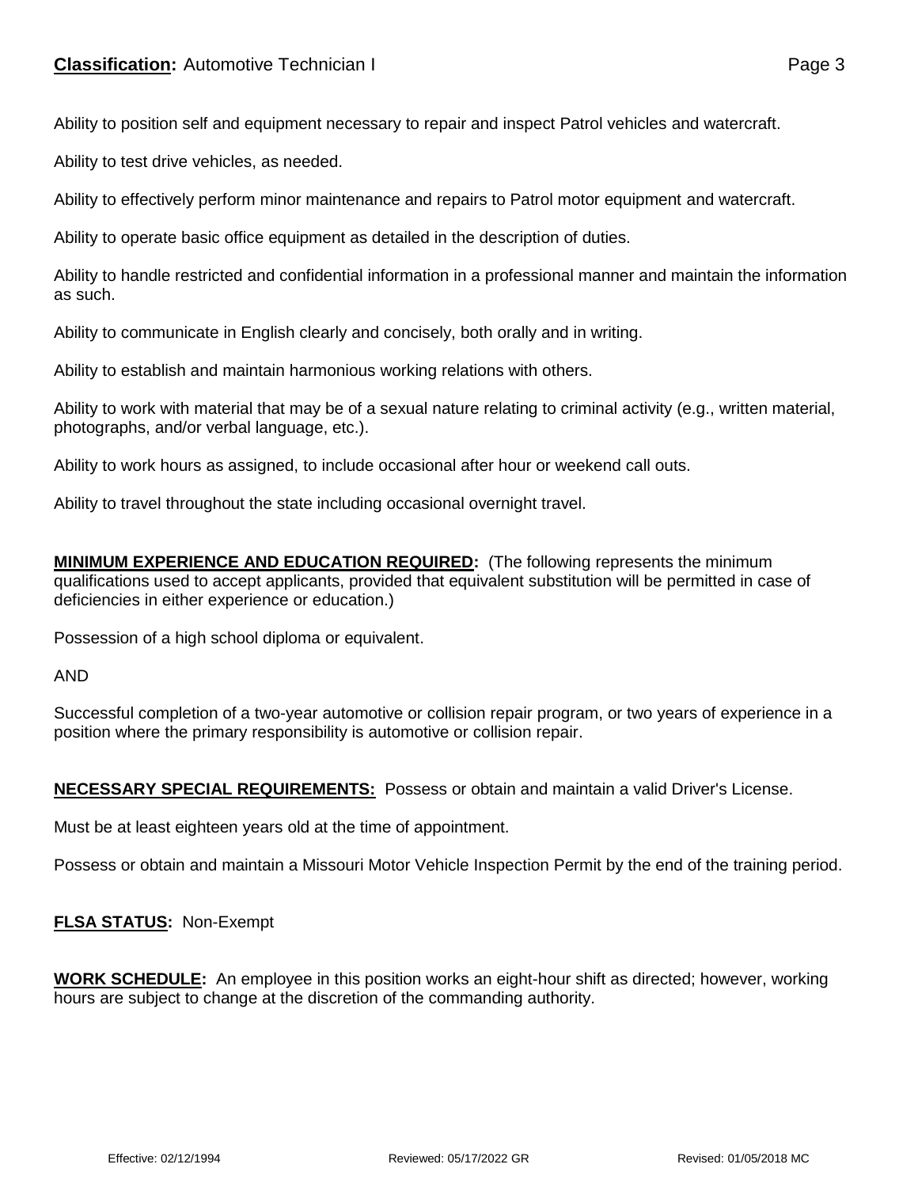Ability to position self and equipment necessary to repair and inspect Patrol vehicles and watercraft.

Ability to test drive vehicles, as needed.

Ability to effectively perform minor maintenance and repairs to Patrol motor equipment and watercraft.

Ability to operate basic office equipment as detailed in the description of duties.

Ability to handle restricted and confidential information in a professional manner and maintain the information as such.

Ability to communicate in English clearly and concisely, both orally and in writing.

Ability to establish and maintain harmonious working relations with others.

Ability to work with material that may be of a sexual nature relating to criminal activity (e.g., written material, photographs, and/or verbal language, etc.).

Ability to work hours as assigned, to include occasional after hour or weekend call outs.

Ability to travel throughout the state including occasional overnight travel.

**MINIMUM EXPERIENCE AND EDUCATION REQUIRED:** (The following represents the minimum qualifications used to accept applicants, provided that equivalent substitution will be permitted in case of deficiencies in either experience or education.)

Possession of a high school diploma or equivalent.

AND

Successful completion of a two-year automotive or collision repair program, or two years of experience in a position where the primary responsibility is automotive or collision repair.

**NECESSARY SPECIAL REQUIREMENTS:** Possess or obtain and maintain a valid Driver's License.

Must be at least eighteen years old at the time of appointment.

Possess or obtain and maintain a Missouri Motor Vehicle Inspection Permit by the end of the training period.

**FLSA STATUS:** Non-Exempt

**WORK SCHEDULE:** An employee in this position works an eight-hour shift as directed; however, working hours are subject to change at the discretion of the commanding authority.